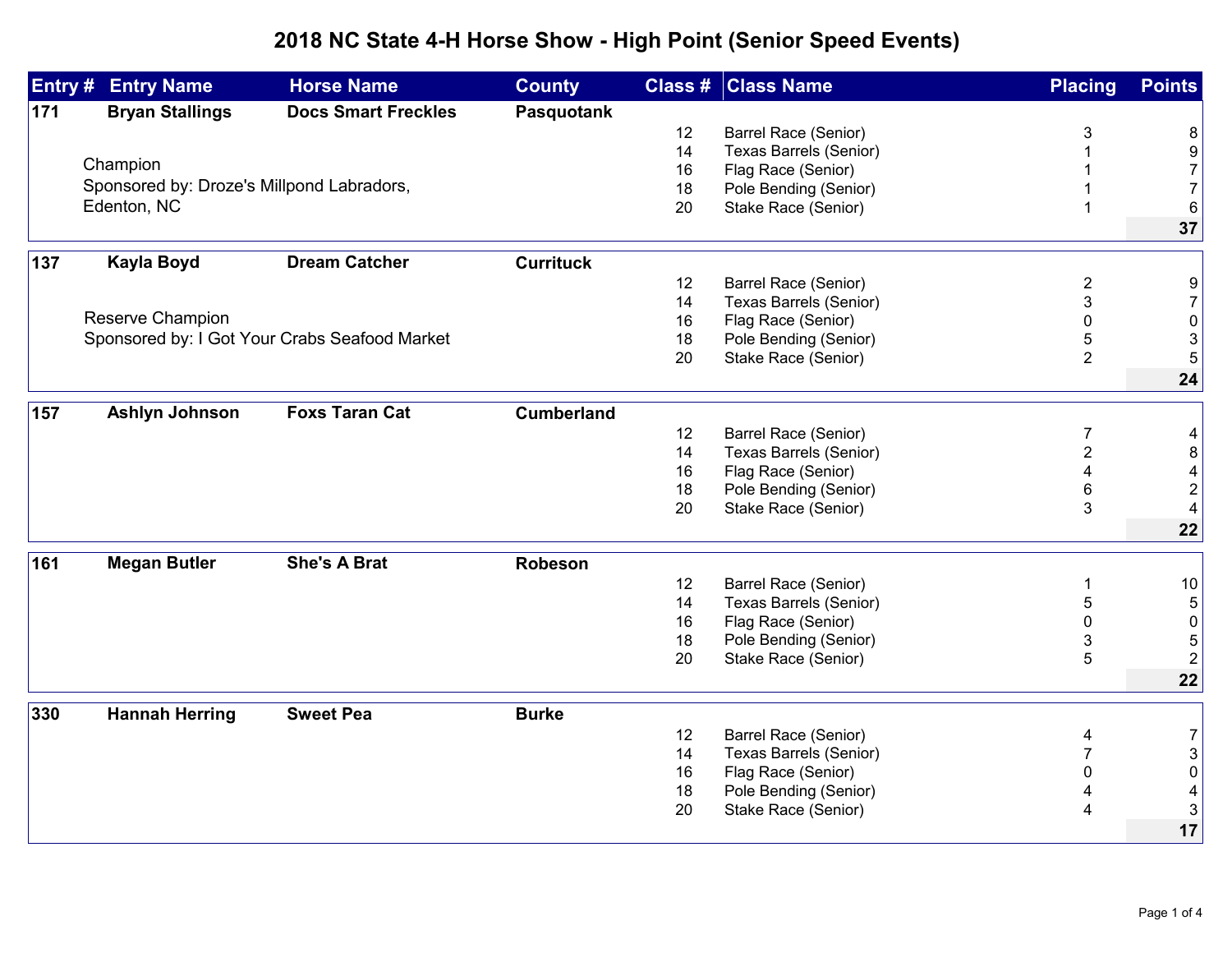# 2018 NC State 4-H Horse Show - High Point (Senior Speed Events)

| Entry # | Entry Name | Horse Name | County | Class # | Class Name | Placing | Points |
|---|---|---|---|---|---|---|---|
| **171** | **Bryan Stallings** | **Docs Smart Freckles** | **Pasquotank** | | | | |
| | | | | 12 | Barrel Race (Senior) | 3 | 8 |
| | | | | 14 | Texas Barrels (Senior) | 1 | 9 |
| | Champion | | | 16 | Flag Race (Senior) | 1 | 7 |
| | Sponsored by: Droze's Millpond Labradors, | | | 18 | Pole Bending (Senior) | 1 | 7 |
| | Edenton, NC | | | 20 | Stake Race (Senior) | 1 | 6 |
| | | | | | | | **37** |
| **137** | **Kayla Boyd** | **Dream Catcher** | **Currituck** | | | | |
| | | | | 12 | Barrel Race (Senior) | 2 | 9 |
| | | | | 14 | Texas Barrels (Senior) | 3 | 7 |
| | Reserve Champion | | | 16 | Flag Race (Senior) | 0 | 0 |
| | Sponsored by: I Got Your Crabs Seafood Market | | | 18 | Pole Bending (Senior) | 5 | 3 |
| | | | | 20 | Stake Race (Senior) | 2 | 5 |
| | | | | | | | **24** |
| **157** | **Ashlyn Johnson** | **Foxs Taran Cat** | **Cumberland** | | | | |
| | | | | 12 | Barrel Race (Senior) | 7 | 4 |
| | | | | 14 | Texas Barrels (Senior) | 2 | 8 |
| | | | | 16 | Flag Race (Senior) | 4 | 4 |
| | | | | 18 | Pole Bending (Senior) | 6 | 2 |
| | | | | 20 | Stake Race (Senior) | 3 | 4 |
| | | | | | | | **22** |
| **161** | **Megan Butler** | **She's A Brat** | **Robeson** | | | | |
| | | | | 12 | Barrel Race (Senior) | 1 | 10 |
| | | | | 14 | Texas Barrels (Senior) | 5 | 5 |
| | | | | 16 | Flag Race (Senior) | 0 | 0 |
| | | | | 18 | Pole Bending (Senior) | 3 | 5 |
| | | | | 20 | Stake Race (Senior) | 5 | 2 |
| | | | | | | | **22** |
| **330** | **Hannah Herring** | **Sweet Pea** | **Burke** | | | | |
| | | | | 12 | Barrel Race (Senior) | 4 | 7 |
| | | | | 14 | Texas Barrels (Senior) | 7 | 3 |
| | | | | 16 | Flag Race (Senior) | 0 | 0 |
| | | | | 18 | Pole Bending (Senior) | 4 | 4 |
| | | | | 20 | Stake Race (Senior) | 4 | 3 |
| | | | | | | | **17** |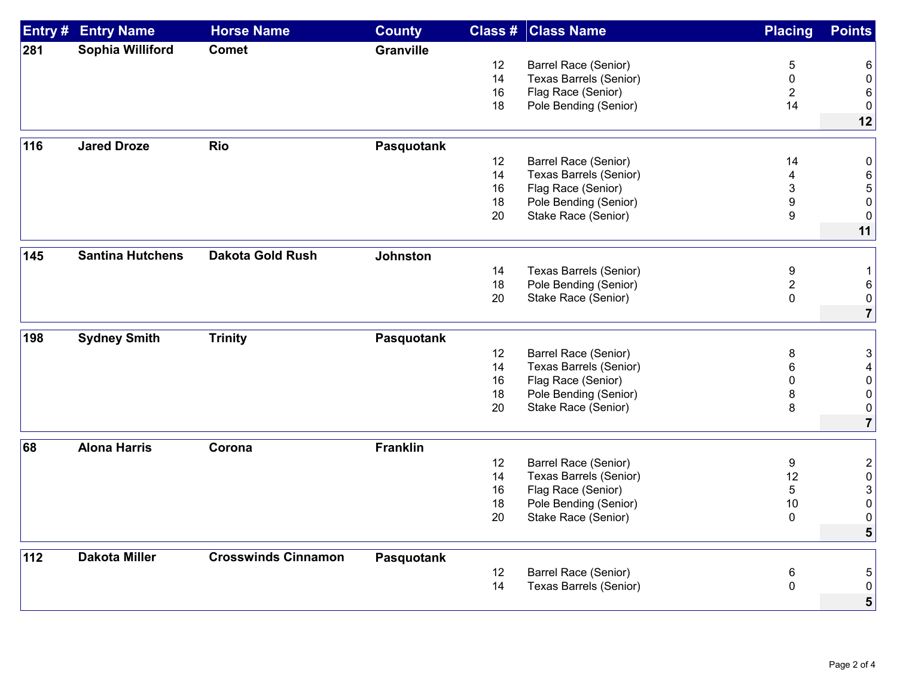| Entry # | Entry Name | Horse Name | County | Class # | Class Name | Placing | Points |
|---|---|---|---|---|---|---|---|
| **281** | **Sophia Williford** | **Comet** | **Granville** | | | | |
| | | | | 12 | Barrel Race (Senior) | 5 | 6 |
| | | | | 14 | Texas Barrels (Senior) | 0 | 0 |
| | | | | 16 | Flag Race (Senior) | 2 | 6 |
| | | | | 18 | Pole Bending (Senior) | 14 | 0 |
| | | | | | | | **12** |
| **116** | **Jared Droze** | **Rio** | **Pasquotank** | | | | |
| | | | | 12 | Barrel Race (Senior) | 14 | 0 |
| | | | | 14 | Texas Barrels (Senior) | 4 | 6 |
| | | | | 16 | Flag Race (Senior) | 3 | 5 |
| | | | | 18 | Pole Bending (Senior) | 9 | 0 |
| | | | | 20 | Stake Race (Senior) | 9 | 0 |
| | | | | | | | **11** |
| **145** | **Santina Hutchens** | **Dakota Gold Rush** | **Johnston** | | | | |
| | | | | 14 | Texas Barrels (Senior) | 9 | 1 |
| | | | | 18 | Pole Bending (Senior) | 2 | 6 |
| | | | | 20 | Stake Race (Senior) | 0 | 0 |
| | | | | | | | **7** |
| **198** | **Sydney Smith** | **Trinity** | **Pasquotank** | | | | |
| | | | | 12 | Barrel Race (Senior) | 8 | 3 |
| | | | | 14 | Texas Barrels (Senior) | 6 | 4 |
| | | | | 16 | Flag Race (Senior) | 0 | 0 |
| | | | | 18 | Pole Bending (Senior) | 8 | 0 |
| | | | | 20 | Stake Race (Senior) | 8 | 0 |
| | | | | | | | **7** |
| **68** | **Alona Harris** | **Corona** | **Franklin** | | | | |
| | | | | 12 | Barrel Race (Senior) | 9 | 2 |
| | | | | 14 | Texas Barrels (Senior) | 12 | 0 |
| | | | | 16 | Flag Race (Senior) | 5 | 3 |
| | | | | 18 | Pole Bending (Senior) | 10 | 0 |
| | | | | 20 | Stake Race (Senior) | 0 | 0 |
| | | | | | | | **5** |
| **112** | **Dakota Miller** | **Crosswinds Cinnamon** | **Pasquotank** | | | | |
| | | | | 12 | Barrel Race (Senior) | 6 | 5 |
| | | | | 14 | Texas Barrels (Senior) | 0 | 0 |
| | | | | | | | **5** |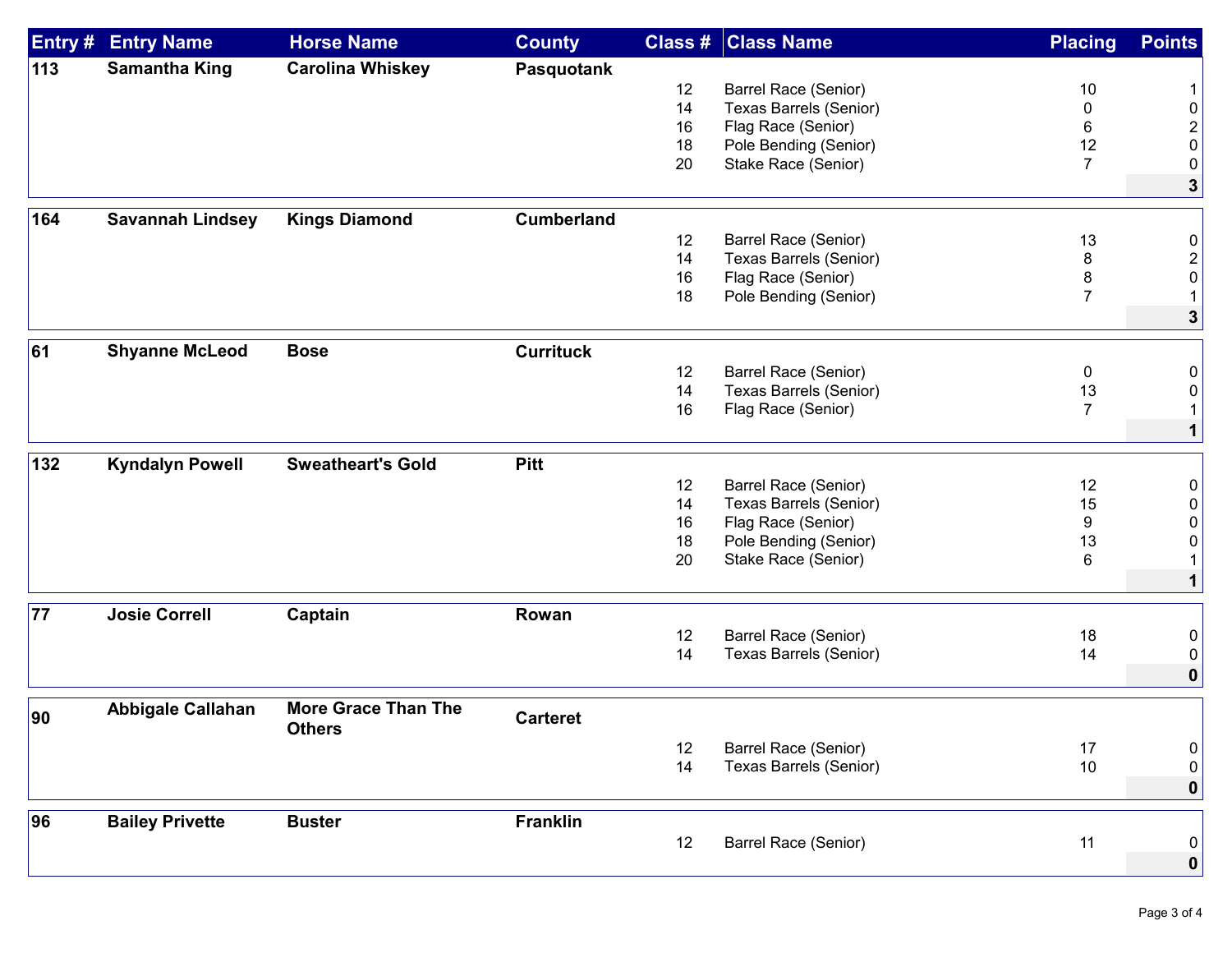| Entry # | Entry Name | Horse Name | County | Class # | Class Name | Placing | Points |
|---|---|---|---|---|---|---|---|
| **113** | **Samantha King** | **Carolina Whiskey** | **Pasquotank** | | | | |
| | | | | 12 | Barrel Race (Senior) | 10 | 1 |
| | | | | 14 | Texas Barrels (Senior) | 0 | 0 |
| | | | | 16 | Flag Race (Senior) | 6 | 2 |
| | | | | 18 | Pole Bending (Senior) | 12 | 0 |
| | | | | 20 | Stake Race (Senior) | 7 | 0 |
| | | | | | | | **3** |
| **164** | **Savannah Lindsey** | **Kings Diamond** | **Cumberland** | | | | |
| | | | | 12 | Barrel Race (Senior) | 13 | 0 |
| | | | | 14 | Texas Barrels (Senior) | 8 | 2 |
| | | | | 16 | Flag Race (Senior) | 8 | 0 |
| | | | | 18 | Pole Bending (Senior) | 7 | 1 |
| | | | | | | | **3** |
| **61** | **Shyanne McLeod** | **Bose** | **Currituck** | | | | |
| | | | | 12 | Barrel Race (Senior) | 0 | 0 |
| | | | | 14 | Texas Barrels (Senior) | 13 | 0 |
| | | | | 16 | Flag Race (Senior) | 7 | 1 |
| | | | | | | | **1** |
| **132** | **Kyndalyn Powell** | **Sweatheart's Gold** | **Pitt** | | | | |
| | | | | 12 | Barrel Race (Senior) | 12 | 0 |
| | | | | 14 | Texas Barrels (Senior) | 15 | 0 |
| | | | | 16 | Flag Race (Senior) | 9 | 0 |
| | | | | 18 | Pole Bending (Senior) | 13 | 0 |
| | | | | 20 | Stake Race (Senior) | 6 | 1 |
| | | | | | | | **1** |
| **77** | **Josie Correll** | **Captain** | **Rowan** | | | | |
| | | | | 12 | Barrel Race (Senior) | 18 | 0 |
| | | | | 14 | Texas Barrels (Senior) | 14 | 0 |
| | | | | | | | **0** |
| **90** | **Abbigale Callahan** | **More Grace Than The Others** | **Carteret** | | | | |
| | | | | 12 | Barrel Race (Senior) | 17 | 0 |
| | | | | 14 | Texas Barrels (Senior) | 10 | 0 |
| | | | | | | | **0** |
| **96** | **Bailey Privette** | **Buster** | **Franklin** | | | | |
| | | | | 12 | Barrel Race (Senior) | 11 | 0 |
| | | | | | | | **0** |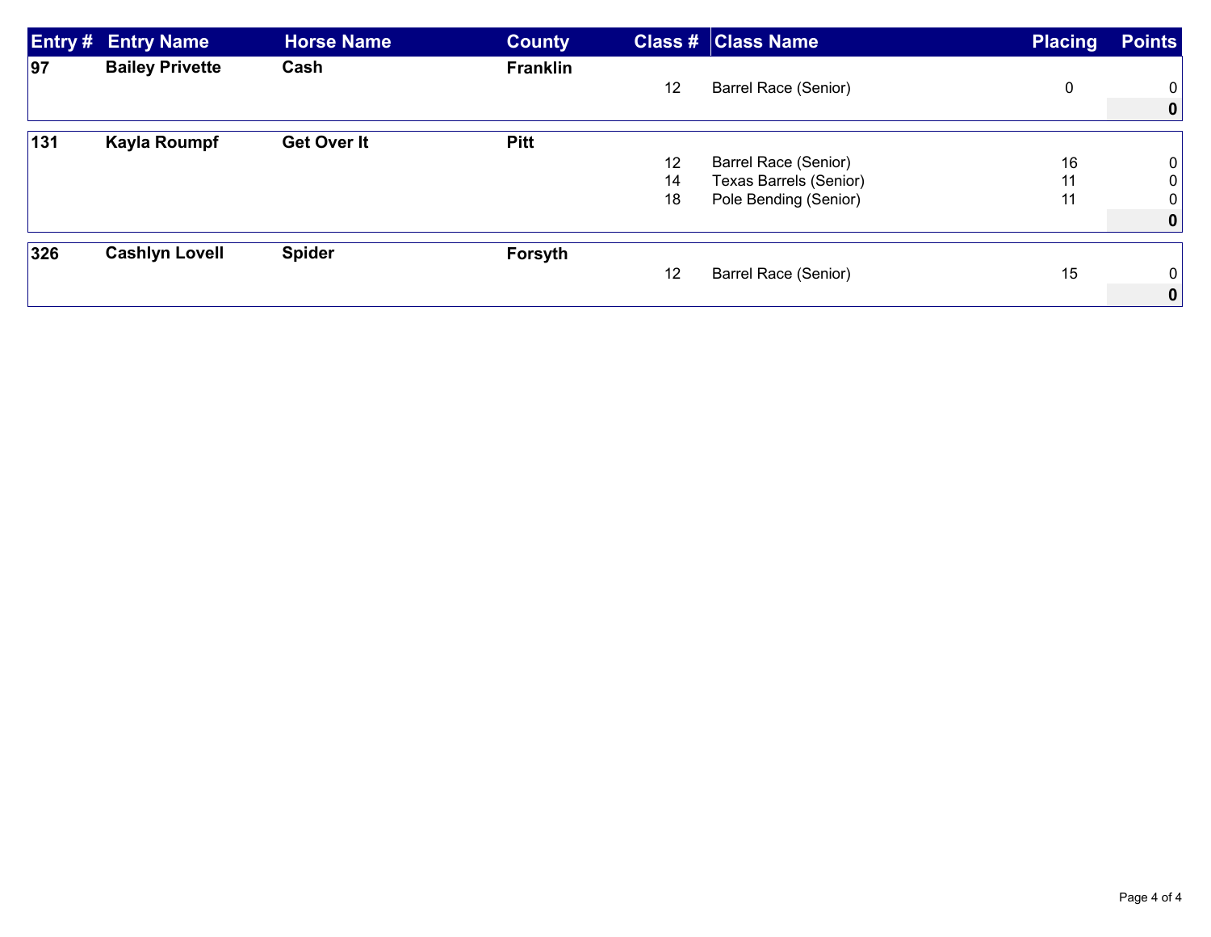| Entry # | Entry Name | Horse Name | County | Class # | Class Name | Placing | Points |
|---|---|---|---|---|---|---|---|
| **97** | **Bailey Privette** | **Cash** | **Franklin** | | | | |
| | | | | 12 | Barrel Race (Senior) | 0 | 0 |
| | | | | | | | **0** |
| **131** | **Kayla Roumpf** | **Get Over It** | **Pitt** | | | | |
| | | | | 12 | Barrel Race (Senior) | 16 | 0 |
| | | | | 14 | Texas Barrels (Senior) | 11 | 0 |
| | | | | 18 | Pole Bending (Senior) | 11 | 0 |
| | | | | | | | **0** |
| **326** | **Cashlyn Lovell** | **Spider** | **Forsyth** | | | | |
| | | | | 12 | Barrel Race (Senior) | 15 | 0 |
| | | | | | | | **0** |